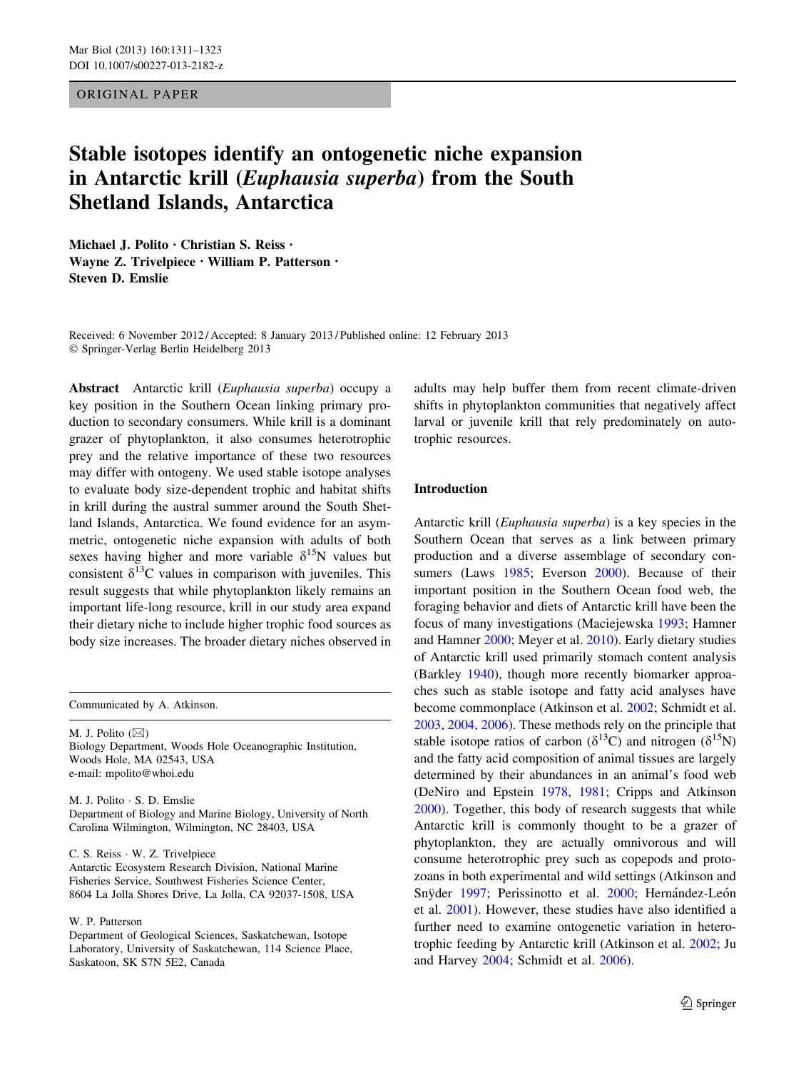ORIGINAL PAPER

# Stable isotopes identify an ontogenetic niche expansion in Antarctic krill (*Euphausia superba*) from the South Shetland Islands, Antarctica

**Michael J. Polito · Christian S. Reiss · Wayne Z. Trivelpiece · William P. Patterson · Steven D. Emslie**

Received: 6 November 2012 / Accepted: 8 January 2013 / Published online: 12 February 2013
© Springer-Verlag Berlin Heidelberg 2013

**Abstract** Antarctic krill (*Euphausia superba*) occupy a key position in the Southern Ocean linking primary production to secondary consumers. While krill is a dominant grazer of phytoplankton, it also consumes heterotrophic prey and the relative importance of these two resources may differ with ontogeny. We used stable isotope analyses to evaluate body size-dependent trophic and habitat shifts in krill during the austral summer around the South Shetland Islands, Antarctica. We found evidence for an asymmetric, ontogenetic niche expansion with adults of both sexes having higher and more variable $\delta^{15}N$ values but consistent $\delta^{13}C$ values in comparison with juveniles. This result suggests that while phytoplankton likely remains an important life-long resource, krill in our study area expand their dietary niche to include higher trophic food sources as body size increases. The broader dietary niches observed in adults may help buffer them from recent climate-driven shifts in phytoplankton communities that negatively affect larval or juvenile krill that rely predominately on autotrophic resources.

Communicated by A. Atkinson.

M. J. Polito (✉)
Biology Department, Woods Hole Oceanographic Institution, Woods Hole, MA 02543, USA
e-mail: mpolito@whoi.edu

M. J. Polito · S. D. Emslie
Department of Biology and Marine Biology, University of North Carolina Wilmington, Wilmington, NC 28403, USA

C. S. Reiss · W. Z. Trivelpiece
Antarctic Ecosystem Research Division, National Marine Fisheries Service, Southwest Fisheries Science Center, 8604 La Jolla Shores Drive, La Jolla, CA 92037-1508, USA

W. P. Patterson
Department of Geological Sciences, Saskatchewan, Isotope Laboratory, University of Saskatchewan, 114 Science Place, Saskatoon, SK S7N 5E2, Canada

## Introduction

Antarctic krill (*Euphausia superba*) is a key species in the Southern Ocean that serves as a link between primary production and a diverse assemblage of secondary consumers (Laws 1985; Everson 2000). Because of their important position in the Southern Ocean food web, the foraging behavior and diets of Antarctic krill have been the focus of many investigations (Maciejewska 1993; Hamner and Hamner 2000; Meyer et al. 2010). Early dietary studies of Antarctic krill used primarily stomach content analysis (Barkley 1940), though more recently biomarker approaches such as stable isotope and fatty acid analyses have become commonplace (Atkinson et al. 2002; Schmidt et al. 2003, 2004, 2006). These methods rely on the principle that stable isotope ratios of carbon ($\delta^{13}C$) and nitrogen ($\delta^{15}N$) and the fatty acid composition of animal tissues are largely determined by their abundances in an animal's food web (DeNiro and Epstein 1978, 1981; Cripps and Atkinson 2000). Together, this body of research suggests that while Antarctic krill is commonly thought to be a grazer of phytoplankton, they are actually omnivorous and will consume heterotrophic prey such as copepods and protozoans in both experimental and wild settings (Atkinson and Snÿder 1997; Perissinotto et al. 2000; Hernández-León et al. 2001). However, these studies have also identified a further need to examine ontogenetic variation in heterotrophic feeding by Antarctic krill (Atkinson et al. 2002; Ju and Harvey 2004; Schmidt et al. 2006).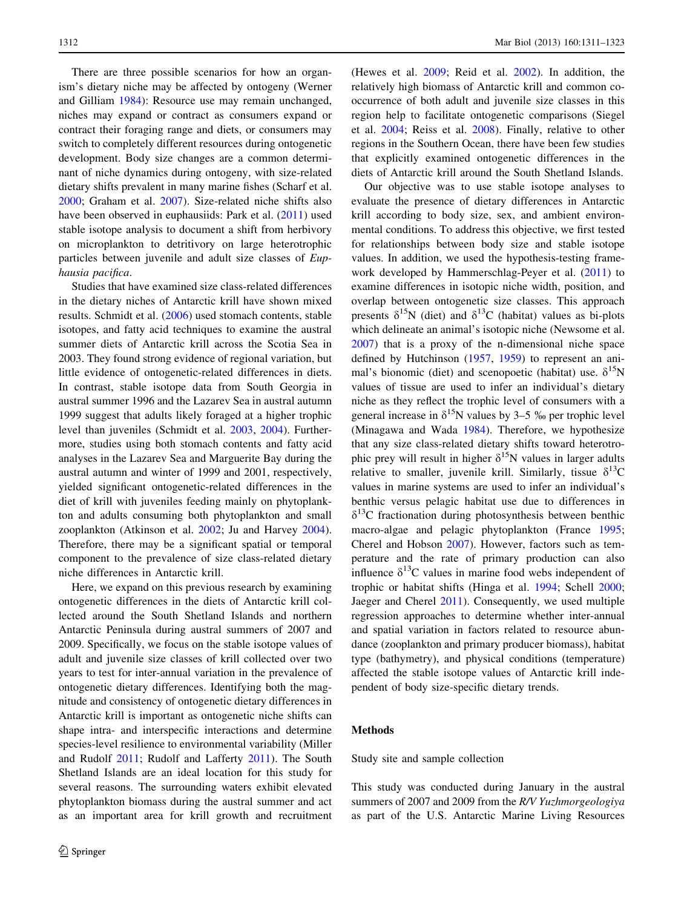There are three possible scenarios for how an organism's dietary niche may be affected by ontogeny (Werner and Gilliam 1984): Resource use may remain unchanged, niches may expand or contract as consumers expand or contract their foraging range and diets, or consumers may switch to completely different resources during ontogenetic development. Body size changes are a common determinant of niche dynamics during ontogeny, with size-related dietary shifts prevalent in many marine fishes (Scharf et al. 2000; Graham et al. 2007). Size-related niche shifts also have been observed in euphausiids: Park et al. (2011) used stable isotope analysis to document a shift from herbivory on microplankton to detritivory on large heterotrophic particles between juvenile and adult size classes of *Euphausia pacifica*.

Studies that have examined size class-related differences in the dietary niches of Antarctic krill have shown mixed results. Schmidt et al. (2006) used stomach contents, stable isotopes, and fatty acid techniques to examine the austral summer diets of Antarctic krill across the Scotia Sea in 2003. They found strong evidence of regional variation, but little evidence of ontogenetic-related differences in diets. In contrast, stable isotope data from South Georgia in austral summer 1996 and the Lazarev Sea in austral autumn 1999 suggest that adults likely foraged at a higher trophic level than juveniles (Schmidt et al. 2003, 2004). Furthermore, studies using both stomach contents and fatty acid analyses in the Lazarev Sea and Marguerite Bay during the austral autumn and winter of 1999 and 2001, respectively, yielded significant ontogenetic-related differences in the diet of krill with juveniles feeding mainly on phytoplankton and adults consuming both phytoplankton and small zooplankton (Atkinson et al. 2002; Ju and Harvey 2004). Therefore, there may be a significant spatial or temporal component to the prevalence of size class-related dietary niche differences in Antarctic krill.

Here, we expand on this previous research by examining ontogenetic differences in the diets of Antarctic krill collected around the South Shetland Islands and northern Antarctic Peninsula during austral summers of 2007 and 2009. Specifically, we focus on the stable isotope values of adult and juvenile size classes of krill collected over two years to test for inter-annual variation in the prevalence of ontogenetic dietary differences. Identifying both the magnitude and consistency of ontogenetic dietary differences in Antarctic krill is important as ontogenetic niche shifts can shape intra- and interspecific interactions and determine species-level resilience to environmental variability (Miller and Rudolf 2011; Rudolf and Lafferty 2011). The South Shetland Islands are an ideal location for this study for several reasons. The surrounding waters exhibit elevated phytoplankton biomass during the austral summer and act as an important area for krill growth and recruitment (Hewes et al. 2009; Reid et al. 2002). In addition, the relatively high biomass of Antarctic krill and common co-occurrence of both adult and juvenile size classes in this region help to facilitate ontogenetic comparisons (Siegel et al. 2004; Reiss et al. 2008). Finally, relative to other regions in the Southern Ocean, there have been few studies that explicitly examined ontogenetic differences in the diets of Antarctic krill around the South Shetland Islands.

Our objective was to use stable isotope analyses to evaluate the presence of dietary differences in Antarctic krill according to body size, sex, and ambient environmental conditions. To address this objective, we first tested for relationships between body size and stable isotope values. In addition, we used the hypothesis-testing framework developed by Hammerschlag-Peyer et al. (2011) to examine differences in isotopic niche width, position, and overlap between ontogenetic size classes. This approach presents $\delta^{15}N$ (diet) and $\delta^{13}C$ (habitat) values as bi-plots which delineate an animal's isotopic niche (Newsome et al. 2007) that is a proxy of the n-dimensional niche space defined by Hutchinson (1957, 1959) to represent an animal's bionomic (diet) and scenopoetic (habitat) use. $\delta^{15}N$ values of tissue are used to infer an individual's dietary niche as they reflect the trophic level of consumers with a general increase in $\delta^{15}N$ values by 3–5 ‰ per trophic level (Minagawa and Wada 1984). Therefore, we hypothesize that any size class-related dietary shifts toward heterotrophic prey will result in higher $\delta^{15}N$ values in larger adults relative to smaller, juvenile krill. Similarly, tissue $\delta^{13}C$ values in marine systems are used to infer an individual's benthic versus pelagic habitat use due to differences in $\delta^{13}C$ fractionation during photosynthesis between benthic macro-algae and pelagic phytoplankton (France 1995; Cherel and Hobson 2007). However, factors such as temperature and the rate of primary production can also influence $\delta^{13}C$ values in marine food webs independent of trophic or habitat shifts (Hinga et al. 1994; Schell 2000; Jaeger and Cherel 2011). Consequently, we used multiple regression approaches to determine whether inter-annual and spatial variation in factors related to resource abundance (zooplankton and primary producer biomass), habitat type (bathymetry), and physical conditions (temperature) affected the stable isotope values of Antarctic krill independent of body size-specific dietary trends.

## Methods

### Study site and sample collection

This study was conducted during January in the austral summers of 2007 and 2009 from the *R/V Yuzhmorgeologiya* as part of the U.S. Antarctic Marine Living Resources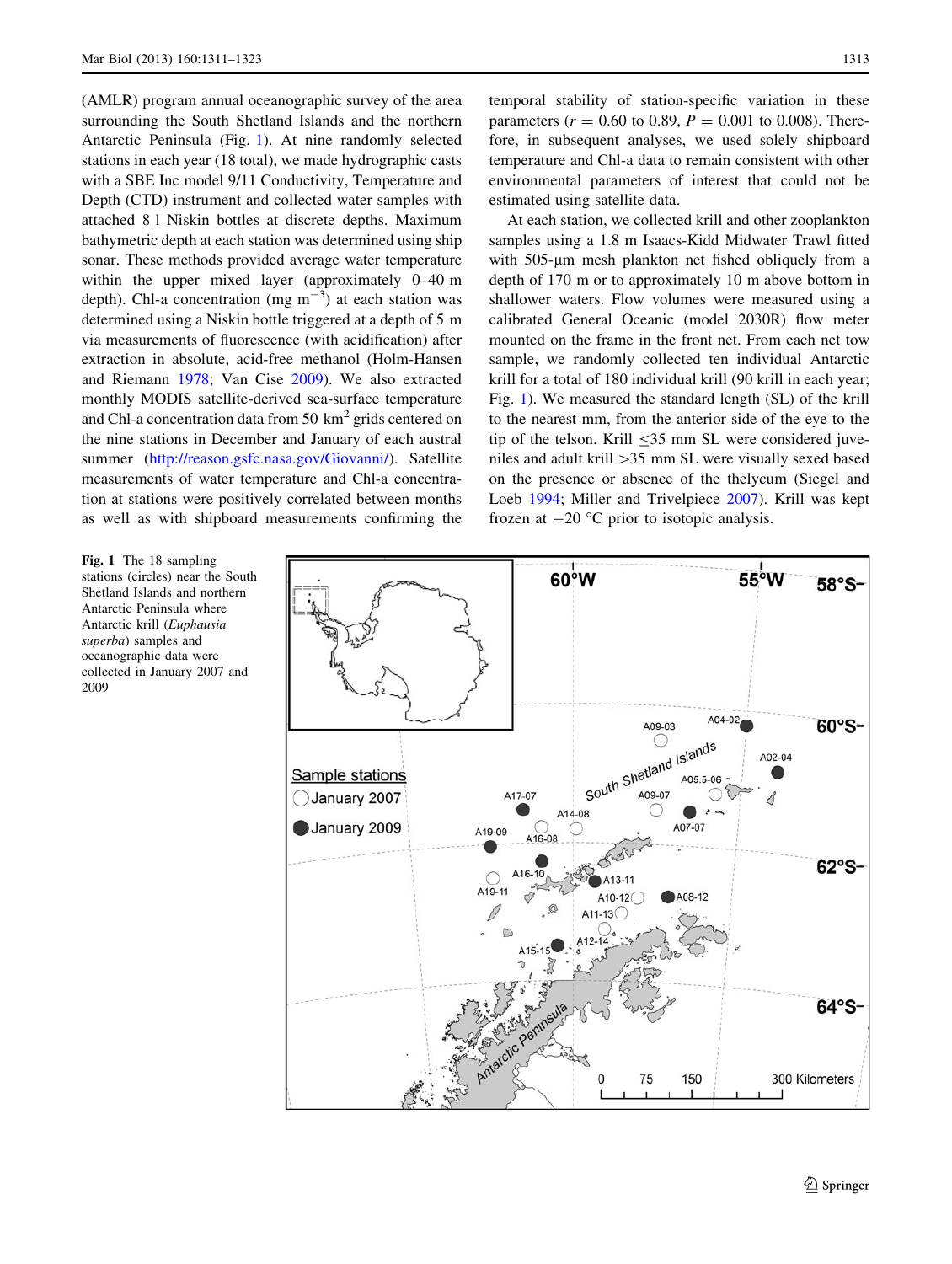(AMLR) program annual oceanographic survey of the area surrounding the South Shetland Islands and the northern Antarctic Peninsula (Fig. 1). At nine randomly selected stations in each year (18 total), we made hydrographic casts with a SBE Inc model 9/11 Conductivity, Temperature and Depth (CTD) instrument and collected water samples with attached 8 l Niskin bottles at discrete depths. Maximum bathymetric depth at each station was determined using ship sonar. These methods provided average water temperature within the upper mixed layer (approximately 0–40 m depth). Chl-a concentration (mg $m^{-3}$) at each station was determined using a Niskin bottle triggered at a depth of 5 m via measurements of fluorescence (with acidification) after extraction in absolute, acid-free methanol (Holm-Hansen and Riemann 1978; Van Cise 2009). We also extracted monthly MODIS satellite-derived sea-surface temperature and Chl-a concentration data from 50 $km^2$ grids centered on the nine stations in December and January of each austral summer (http://reason.gsfc.nasa.gov/Giovanni/). Satellite measurements of water temperature and Chl-a concentration at stations were positively correlated between months as well as with shipboard measurements confirming the temporal stability of station-specific variation in these parameters ($r = 0.60$ to $0.89$, $P = 0.001$ to $0.008$). Therefore, in subsequent analyses, we used solely shipboard temperature and Chl-a data to remain consistent with other environmental parameters of interest that could not be estimated using satellite data.

At each station, we collected krill and other zooplankton samples using a 1.8 m Isaacs-Kidd Midwater Trawl fitted with 505-μm mesh plankton net fished obliquely from a depth of 170 m or to approximately 10 m above bottom in shallower waters. Flow volumes were measured using a calibrated General Oceanic (model 2030R) flow meter mounted on the frame in the front net. From each net tow sample, we randomly collected ten individual Antarctic krill for a total of 180 individual krill (90 krill in each year; Fig. 1). We measured the standard length (SL) of the krill to the nearest mm, from the anterior side of the eye to the tip of the telson. Krill ≤35 mm SL were considered juveniles and adult krill >35 mm SL were visually sexed based on the presence or absence of the thelycum (Siegel and Loeb 1994; Miller and Trivelpiece 2007). Krill was kept frozen at −20 °C prior to isotopic analysis.

**Fig. 1** The 18 sampling stations (circles) near the South Shetland Islands and northern Antarctic Peninsula where Antarctic krill (*Euphausia superba*) samples and oceanographic data were collected in January 2007 and 2009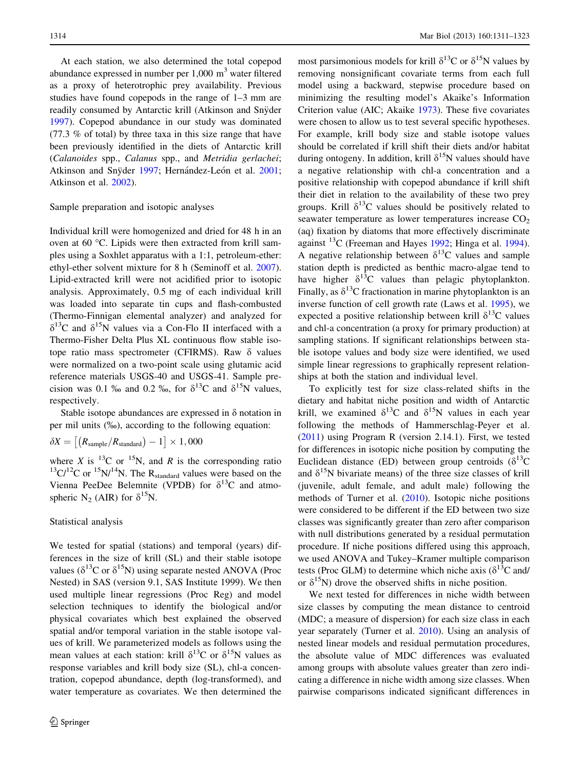At each station, we also determined the total copepod abundance expressed in number per 1,000 $m^3$ water filtered as a proxy of heterotrophic prey availability. Previous studies have found copepods in the range of 1–3 mm are readily consumed by Antarctic krill (Atkinson and Snÿder 1997). Copepod abundance in our study was dominated (77.3 % of total) by three taxa in this size range that have been previously identified in the diets of Antarctic krill (*Calanoides* spp., *Calanus* spp., and *Metridia gerlachei*; Atkinson and Snÿder 1997; Hernández-León et al. 2001; Atkinson et al. 2002).

### Sample preparation and isotopic analyses

Individual krill were homogenized and dried for 48 h in an oven at 60 °C. Lipids were then extracted from krill samples using a Soxhlet apparatus with a 1:1, petroleum-ether: ethyl-ether solvent mixture for 8 h (Seminoff et al. 2007). Lipid-extracted krill were not acidified prior to isotopic analysis. Approximately, 0.5 mg of each individual krill was loaded into separate tin cups and flash-combusted (Thermo-Finnigan elemental analyzer) and analyzed for $\delta^{13}C$ and $\delta^{15}N$ values via a Con-Flo II interfaced with a Thermo-Fisher Delta Plus XL continuous flow stable isotope ratio mass spectrometer (CFIRMS). Raw $\delta$ values were normalized on a two-point scale using glutamic acid reference materials USGS-40 and USGS-41. Sample precision was 0.1 ‰ and 0.2 ‰, for $\delta^{13}C$ and $\delta^{15}N$ values, respectively.

Stable isotope abundances are expressed in $\delta$ notation in per mil units (‰), according to the following equation:

$$\delta X = \left[\left(R_{sample}/R_{standard}\right) - 1\right] \times 1,000$$

where $X$ is $^{13}C$ or $^{15}N$, and $R$ is the corresponding ratio $^{13}C/^{12}C$ or $^{15}N/^{14}N$. The $R_{standard}$ values were based on the Vienna PeeDee Belemnite (VPDB) for $\delta^{13}C$ and atmospheric $N_2$ (AIR) for $\delta^{15}N$.

### Statistical analysis

We tested for spatial (stations) and temporal (years) differences in the size of krill (SL) and their stable isotope values ($\delta^{13}C$ or $\delta^{15}N$) using separate nested ANOVA (Proc Nested) in SAS (version 9.1, SAS Institute 1999). We then used multiple linear regressions (Proc Reg) and model selection techniques to identify the biological and/or physical covariates which best explained the observed spatial and/or temporal variation in the stable isotope values of krill. We parameterized models as follows using the mean values at each station: krill $\delta^{13}C$ or $\delta^{15}N$ values as response variables and krill body size (SL), chl-a concentration, copepod abundance, depth (log-transformed), and water temperature as covariates. We then determined the most parsimonious models for krill $\delta^{13}C$ or $\delta^{15}N$ values by removing nonsignificant covariate terms from each full model using a backward, stepwise procedure based on minimizing the resulting model's Akaike's Information Criterion value (AIC; Akaike 1973). These five covariates were chosen to allow us to test several specific hypotheses. For example, krill body size and stable isotope values should be correlated if krill shift their diets and/or habitat during ontogeny. In addition, krill $\delta^{15}N$ values should have a negative relationship with chl-a concentration and a positive relationship with copepod abundance if krill shift their diet in relation to the availability of these two prey groups. Krill $\delta^{13}C$ values should be positively related to seawater temperature as lower temperatures increase $CO_2$ (aq) fixation by diatoms that more effectively discriminate against $^{13}C$ (Freeman and Hayes 1992; Hinga et al. 1994). A negative relationship between $\delta^{13}C$ values and sample station depth is predicted as benthic macro-algae tend to have higher $\delta^{13}C$ values than pelagic phytoplankton. Finally, as $\delta^{13}C$ fractionation in marine phytoplankton is an inverse function of cell growth rate (Laws et al. 1995), we expected a positive relationship between krill $\delta^{13}C$ values and chl-a concentration (a proxy for primary production) at sampling stations. If significant relationships between stable isotope values and body size were identified, we used simple linear regressions to graphically represent relationships at both the station and individual level.

To explicitly test for size class-related shifts in the dietary and habitat niche position and width of Antarctic krill, we examined $\delta^{13}C$ and $\delta^{15}N$ values in each year following the methods of Hammerschlag-Peyer et al. (2011) using Program R (version 2.14.1). First, we tested for differences in isotopic niche position by computing the Euclidean distance (ED) between group centroids ($\delta^{13}C$ and $\delta^{15}N$ bivariate means) of the three size classes of krill (juvenile, adult female, and adult male) following the methods of Turner et al. (2010). Isotopic niche positions were considered to be different if the ED between two size classes was significantly greater than zero after comparison with null distributions generated by a residual permutation procedure. If niche positions differed using this approach, we used ANOVA and Tukey–Kramer multiple comparison tests (Proc GLM) to determine which niche axis ($\delta^{13}C$ and/or $\delta^{15}N$) drove the observed shifts in niche position.

We next tested for differences in niche width between size classes by computing the mean distance to centroid (MDC; a measure of dispersion) for each size class in each year separately (Turner et al. 2010). Using an analysis of nested linear models and residual permutation procedures, the absolute value of MDC differences was evaluated among groups with absolute values greater than zero indicating a difference in niche width among size classes. When pairwise comparisons indicated significant differences in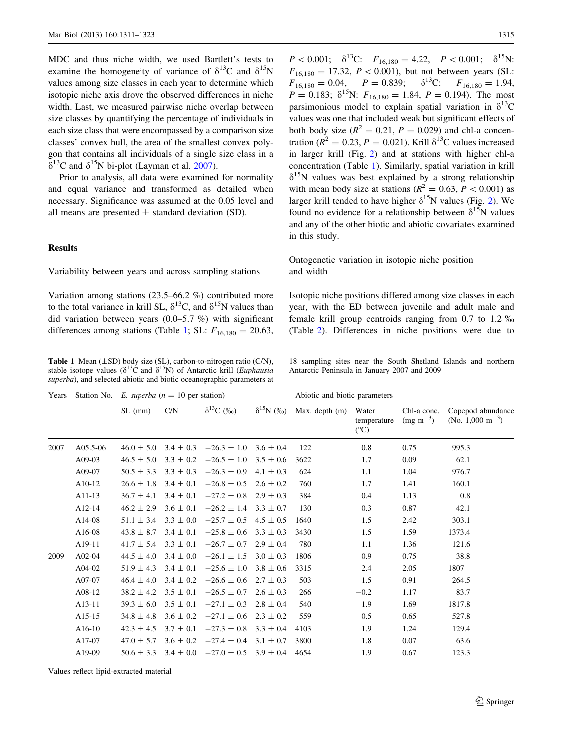MDC and thus niche width, we used Bartlett's tests to examine the homogeneity of variance of $\delta^{13}C$ and $\delta^{15}N$ values among size classes in each year to determine which isotopic niche axis drove the observed differences in niche width. Last, we measured pairwise niche overlap between size classes by quantifying the percentage of individuals in each size class that were encompassed by a comparison size classes' convex hull, the area of the smallest convex polygon that contains all individuals of a single size class in a $\delta^{13}C$ and $\delta^{15}N$ bi-plot (Layman et al. 2007).

Prior to analysis, all data were examined for normality and equal variance and transformed as detailed when necessary. Significance was assumed at the 0.05 level and all means are presented ± standard deviation (SD).

## Results

### Variability between years and across sampling stations

Variation among stations (23.5–66.2 %) contributed more to the total variance in krill SL, $\delta^{13}C$, and $\delta^{15}N$ values than did variation between years (0.0–5.7 %) with significant differences among stations (Table 1; SL: $F_{16,180} = 20.63$, $P < 0.001$; $\delta^{13}C$: $F_{16,180} = 4.22$, $P < 0.001$; $\delta^{15}N$: $F_{16,180} = 17.32$, $P < 0.001$), but not between years (SL: $F_{16,180} = 0.04$, $P = 0.839$; $\delta^{13}C$: $F_{16,180} = 1.94$, $P = 0.183$; $\delta^{15}N$: $F_{16,180} = 1.84$, $P = 0.194$). The most parsimonious model to explain spatial variation in $\delta^{13}C$ values was one that included weak but significant effects of both body size ($R^2 = 0.21$, $P = 0.029$) and chl-a concentration ($R^2 = 0.23$, $P = 0.021$). Krill $\delta^{13}C$ values increased in larger krill (Fig. 2) and at stations with higher chl-a concentration (Table 1). Similarly, spatial variation in krill $\delta^{15}N$ values was best explained by a strong relationship with mean body size at stations ($R^2 = 0.63$, $P < 0.001$) as larger krill tended to have higher $\delta^{15}N$ values (Fig. 2). We found no evidence for a relationship between $\delta^{15}N$ values and any of the other biotic and abiotic covariates examined in this study.

### Ontogenetic variation in isotopic niche position and width

Isotopic niche positions differed among size classes in each year, with the ED between juvenile and adult male and female krill group centroids ranging from 0.7 to 1.2 ‰ (Table 2). Differences in niche positions were due to

**Table 1** Mean (±SD) body size (SL), carbon-to-nitrogen ratio (C/N), stable isotope values ($\delta^{13}C$ and $\delta^{15}N$) of Antarctic krill (*Euphausia superba*), and selected abiotic and biotic oceanographic parameters at 18 sampling sites near the South Shetland Islands and northern Antarctic Peninsula in January 2007 and 2009

| Years | Station No. | *E. superba* (n = 10 per station) | | | | Abiotic and biotic parameters | | | |
|---|---|---|---|---|---|---|---|---|---|
| | | SL (mm) | C/N | $\delta^{13}C$ (‰) | $\delta^{15}N$ (‰) | Max. depth (m) | Water temperature (°C) | Chl-a conc. (mg m$^{-3}$) | Copepod abundance (No. 1,000 m$^{-3}$) |
| 2007 | A05.5-06 | 46.0 ± 5.0 | 3.4 ± 0.3 | −26.3 ± 1.0 | 3.6 ± 0.4 | 122 | 0.8 | 0.75 | 995.3 |
| | A09-03 | 46.5 ± 5.0 | 3.3 ± 0.2 | −26.5 ± 1.0 | 3.5 ± 0.6 | 3622 | 1.7 | 0.09 | 62.1 |
| | A09-07 | 50.5 ± 3.3 | 3.3 ± 0.3 | −26.3 ± 0.9 | 4.1 ± 0.3 | 624 | 1.1 | 1.04 | 976.7 |
| | A10-12 | 26.6 ± 1.8 | 3.4 ± 0.1 | −26.8 ± 0.5 | 2.6 ± 0.2 | 760 | 1.7 | 1.41 | 160.1 |
| | A11-13 | 36.7 ± 4.1 | 3.4 ± 0.1 | −27.2 ± 0.8 | 2.9 ± 0.3 | 384 | 0.4 | 1.13 | 0.8 |
| | A12-14 | 46.2 ± 2.9 | 3.6 ± 0.1 | −26.2 ± 1.4 | 3.3 ± 0.7 | 130 | 0.3 | 0.87 | 42.1 |
| | A14-08 | 51.1 ± 3.4 | 3.3 ± 0.0 | −25.7 ± 0.5 | 4.5 ± 0.5 | 1640 | 1.5 | 2.42 | 303.1 |
| | A16-08 | 43.8 ± 8.7 | 3.4 ± 0.1 | −25.8 ± 0.6 | 3.3 ± 0.3 | 3430 | 1.5 | 1.59 | 1373.4 |
| | A19-11 | 41.7 ± 5.4 | 3.3 ± 0.1 | −26.7 ± 0.7 | 2.9 ± 0.4 | 780 | 1.1 | 1.36 | 121.6 |
| 2009 | A02-04 | 44.5 ± 4.0 | 3.4 ± 0.0 | −26.1 ± 1.5 | 3.0 ± 0.3 | 1806 | 0.9 | 0.75 | 38.8 |
| | A04-02 | 51.9 ± 4.3 | 3.4 ± 0.1 | −25.6 ± 1.0 | 3.8 ± 0.6 | 3315 | 2.4 | 2.05 | 1807 |
| | A07-07 | 46.4 ± 4.0 | 3.4 ± 0.2 | −26.6 ± 0.6 | 2.7 ± 0.3 | 503 | 1.5 | 0.91 | 264.5 |
| | A08-12 | 38.2 ± 4.2 | 3.5 ± 0.1 | −26.5 ± 0.7 | 2.6 ± 0.3 | 266 | −0.2 | 1.17 | 83.7 |
| | A13-11 | 39.3 ± 6.0 | 3.5 ± 0.1 | −27.1 ± 0.3 | 2.8 ± 0.4 | 540 | 1.9 | 1.69 | 1817.8 |
| | A15-15 | 34.8 ± 4.8 | 3.6 ± 0.2 | −27.1 ± 0.6 | 2.3 ± 0.2 | 559 | 0.5 | 0.65 | 527.8 |
| | A16-10 | 42.3 ± 4.5 | 3.7 ± 0.1 | −27.3 ± 0.8 | 3.3 ± 0.4 | 4103 | 1.9 | 1.24 | 129.4 |
| | A17-07 | 47.0 ± 5.7 | 3.6 ± 0.2 | −27.4 ± 0.4 | 3.1 ± 0.7 | 3800 | 1.8 | 0.07 | 63.6 |
| | A19-09 | 50.6 ± 3.3 | 3.4 ± 0.0 | −27.0 ± 0.5 | 3.9 ± 0.4 | 4654 | 1.9 | 0.67 | 123.3 |

Values reflect lipid-extracted material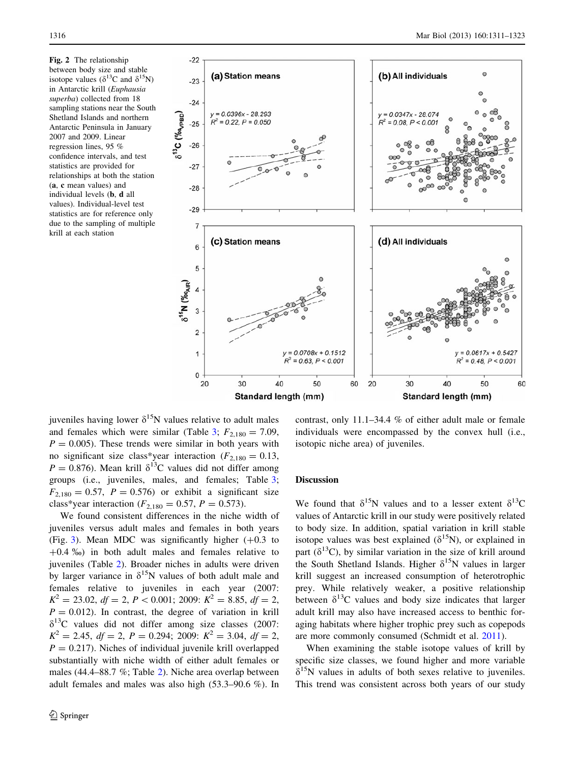**Fig. 2** The relationship between body size and stable isotope values ($\delta^{13}C$ and $\delta^{15}N$) in Antarctic krill (*Euphausia superba*) collected from 18 sampling stations near the South Shetland Islands and northern Antarctic Peninsula in January 2007 and 2009. Linear regression lines, 95 % confidence intervals, and test statistics are provided for relationships at both the station (**a**, **c** mean values) and individual levels (**b**, **d** all values). Individual-level test statistics are for reference only due to the sampling of multiple krill at each station

juveniles having lower $\delta^{15}N$ values relative to adult males and females which were similar (Table 3; $F_{2,180} = 7.09$, $P = 0.005$). These trends were similar in both years with no significant size class*year interaction ($F_{2,180} = 0.13$, $P = 0.876$). Mean krill $\delta^{13}C$ values did not differ among groups (i.e., juveniles, males, and females; Table 3; $F_{2,180} = 0.57$, $P = 0.576$) or exhibit a significant size class*year interaction ($F_{2,180} = 0.57$, $P = 0.573$).

We found consistent differences in the niche width of juveniles versus adult males and females in both years (Fig. 3). Mean MDC was significantly higher (+0.3 to +0.4 ‰) in both adult males and females relative to juveniles (Table 2). Broader niches in adults were driven by larger variance in $\delta^{15}N$ values of both adult male and females relative to juveniles in each year (2007: $K^2 = 23.02$, $df = 2$, $P < 0.001$; 2009: $K^2 = 8.85$, $df = 2$, $P = 0.012$). In contrast, the degree of variation in krill $\delta^{13}C$ values did not differ among size classes (2007: $K^2 = 2.45$, $df = 2$, $P = 0.294$; 2009: $K^2 = 3.04$, $df = 2$, $P = 0.217$). Niches of individual juvenile krill overlapped substantially with niche width of either adult females or males (44.4–88.7 %; Table 2). Niche area overlap between adult females and males was also high (53.3–90.6 %). In contrast, only 11.1–34.4 % of either adult male or female individuals were encompassed by the convex hull (i.e., isotopic niche area) of juveniles.

## Discussion

We found that $\delta^{15}N$ values and to a lesser extent $\delta^{13}C$ values of Antarctic krill in our study were positively related to body size. In addition, spatial variation in krill stable isotope values was best explained ($\delta^{15}N$), or explained in part ($\delta^{13}C$), by similar variation in the size of krill around the South Shetland Islands. Higher $\delta^{15}N$ values in larger krill suggest an increased consumption of heterotrophic prey. While relatively weaker, a positive relationship between $\delta^{13}C$ values and body size indicates that larger adult krill may also have increased access to benthic foraging habitats where higher trophic prey such as copepods are more commonly consumed (Schmidt et al. 2011).

When examining the stable isotope values of krill by specific size classes, we found higher and more variable $\delta^{15}N$ values in adults of both sexes relative to juveniles. This trend was consistent across both years of our study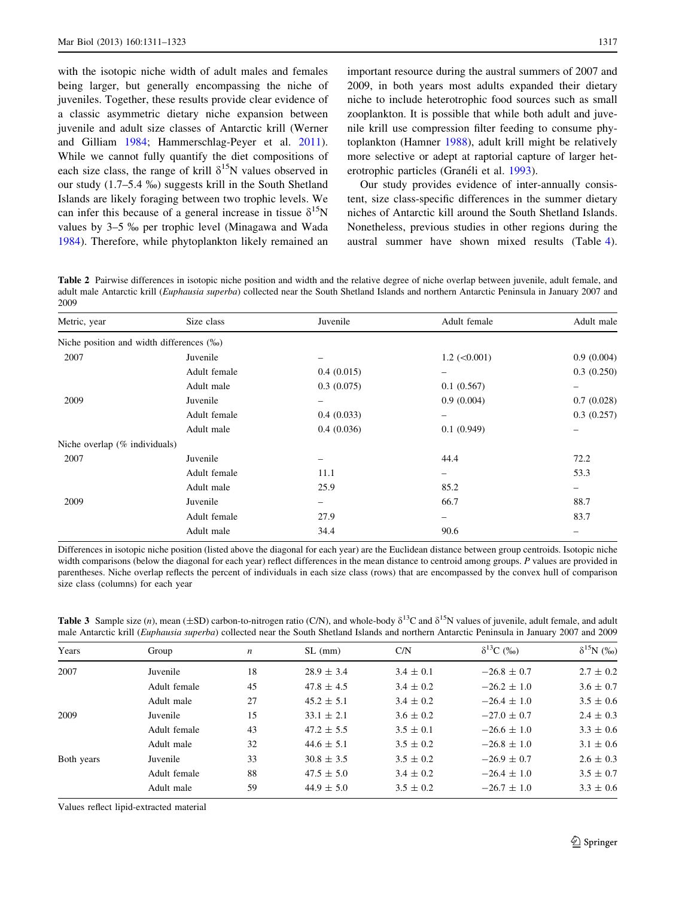with the isotopic niche width of adult males and females being larger, but generally encompassing the niche of juveniles. Together, these results provide clear evidence of a classic asymmetric dietary niche expansion between juvenile and adult size classes of Antarctic krill (Werner and Gilliam 1984; Hammerschlag-Peyer et al. 2011). While we cannot fully quantify the diet compositions of each size class, the range of krill $\delta^{15}N$ values observed in our study (1.7–5.4 ‰) suggests krill in the South Shetland Islands are likely foraging between two trophic levels. We can infer this because of a general increase in tissue $\delta^{15}N$ values by 3–5 ‰ per trophic level (Minagawa and Wada 1984). Therefore, while phytoplankton likely remained an important resource during the austral summers of 2007 and 2009, in both years most adults expanded their dietary niche to include heterotrophic food sources such as small zooplankton. It is possible that while both adult and juvenile krill use compression filter feeding to consume phytoplankton (Hamner 1988), adult krill might be relatively more selective or adept at raptorial capture of larger heterotrophic particles (Granéli et al. 1993).

Our study provides evidence of inter-annually consistent, size class-specific differences in the summer dietary niches of Antarctic kill around the South Shetland Islands. Nonetheless, previous studies in other regions during the austral summer have shown mixed results (Table 4).

**Table 2** Pairwise differences in isotopic niche position and width and the relative degree of niche overlap between juvenile, adult female, and adult male Antarctic krill (*Euphausia superba*) collected near the South Shetland Islands and northern Antarctic Peninsula in January 2007 and 2009

| Metric, year | Size class | Juvenile | Adult female | Adult male |
|---|---|---|---|---|
| Niche position and width differences (‰) | | | | |
| 2007 | Juvenile | – | 1.2 (<0.001) | 0.9 (0.004) |
| | Adult female | 0.4 (0.015) | – | 0.3 (0.250) |
| | Adult male | 0.3 (0.075) | 0.1 (0.567) | – |
| 2009 | Juvenile | – | 0.9 (0.004) | 0.7 (0.028) |
| | Adult female | 0.4 (0.033) | – | 0.3 (0.257) |
| | Adult male | 0.4 (0.036) | 0.1 (0.949) | – |
| Niche overlap (% individuals) | | | | |
| 2007 | Juvenile | – | 44.4 | 72.2 |
| | Adult female | 11.1 | – | 53.3 |
| | Adult male | 25.9 | 85.2 | – |
| 2009 | Juvenile | – | 66.7 | 88.7 |
| | Adult female | 27.9 | – | 83.7 |
| | Adult male | 34.4 | 90.6 | – |

Differences in isotopic niche position (listed above the diagonal for each year) are the Euclidean distance between group centroids. Isotopic niche width comparisons (below the diagonal for each year) reflect differences in the mean distance to centroid among groups. *P* values are provided in parentheses. Niche overlap reflects the percent of individuals in each size class (rows) that are encompassed by the convex hull of comparison size class (columns) for each year

**Table 3** Sample size (*n*), mean (±SD) carbon-to-nitrogen ratio (C/N), and whole-body $\delta^{13}C$ and $\delta^{15}N$ values of juvenile, adult female, and adult male Antarctic krill (*Euphausia superba*) collected near the South Shetland Islands and northern Antarctic Peninsula in January 2007 and 2009

| Years | Group | *n* | SL (mm) | C/N | $\delta^{13}C$ (‰) | $\delta^{15}N$ (‰) |
|---|---|---|---|---|---|---|
| 2007 | Juvenile | 18 | 28.9 ± 3.4 | 3.4 ± 0.1 | −26.8 ± 0.7 | 2.7 ± 0.2 |
| | Adult female | 45 | 47.8 ± 4.5 | 3.4 ± 0.2 | −26.2 ± 1.0 | 3.6 ± 0.7 |
| | Adult male | 27 | 45.2 ± 5.1 | 3.4 ± 0.2 | −26.4 ± 1.0 | 3.5 ± 0.6 |
| 2009 | Juvenile | 15 | 33.1 ± 2.1 | 3.6 ± 0.2 | −27.0 ± 0.7 | 2.4 ± 0.3 |
| | Adult female | 43 | 47.2 ± 5.5 | 3.5 ± 0.1 | −26.6 ± 1.0 | 3.3 ± 0.6 |
| | Adult male | 32 | 44.6 ± 5.1 | 3.5 ± 0.2 | −26.8 ± 1.0 | 3.1 ± 0.6 |
| Both years | Juvenile | 33 | 30.8 ± 3.5 | 3.5 ± 0.2 | −26.9 ± 0.7 | 2.6 ± 0.3 |
| | Adult female | 88 | 47.5 ± 5.0 | 3.4 ± 0.2 | −26.4 ± 1.0 | 3.5 ± 0.7 |
| | Adult male | 59 | 44.9 ± 5.0 | 3.5 ± 0.2 | −26.7 ± 1.0 | 3.3 ± 0.6 |

Values reflect lipid-extracted material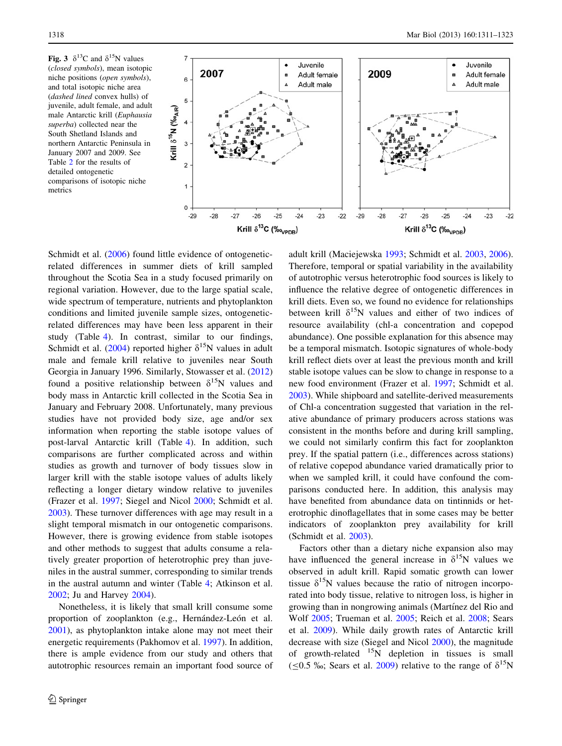**Fig. 3** $\delta^{13}C$ and $\delta^{15}N$ values (*closed symbols*), mean isotopic niche positions (*open symbols*), and total isotopic niche area (*dashed lined* convex hulls) of juvenile, adult female, and adult male Antarctic krill (*Euphausia superba*) collected near the South Shetland Islands and northern Antarctic Peninsula in January 2007 and 2009. See Table 2 for the results of detailed ontogenetic comparisons of isotopic niche metrics

Schmidt et al. (2006) found little evidence of ontogenetic-related differences in summer diets of krill sampled throughout the Scotia Sea in a study focused primarily on regional variation. However, due to the large spatial scale, wide spectrum of temperature, nutrients and phytoplankton conditions and limited juvenile sample sizes, ontogenetic-related differences may have been less apparent in their study (Table 4). In contrast, similar to our findings, Schmidt et al. (2004) reported higher $\delta^{15}N$ values in adult male and female krill relative to juveniles near South Georgia in January 1996. Similarly, Stowasser et al. (2012) found a positive relationship between $\delta^{15}N$ values and body mass in Antarctic krill collected in the Scotia Sea in January and February 2008. Unfortunately, many previous studies have not provided body size, age and/or sex information when reporting the stable isotope values of post-larval Antarctic krill (Table 4). In addition, such comparisons are further complicated across and within studies as growth and turnover of body tissues slow in larger krill with the stable isotope values of adults likely reflecting a longer dietary window relative to juveniles (Frazer et al. 1997; Siegel and Nicol 2000; Schmidt et al. 2003). These turnover differences with age may result in a slight temporal mismatch in our ontogenetic comparisons. However, there is growing evidence from stable isotopes and other methods to suggest that adults consume a relatively greater proportion of heterotrophic prey than juveniles in the austral summer, corresponding to similar trends in the austral autumn and winter (Table 4; Atkinson et al. 2002; Ju and Harvey 2004).

Nonetheless, it is likely that small krill consume some proportion of zooplankton (e.g., Hernández-León et al. 2001), as phytoplankton intake alone may not meet their energetic requirements (Pakhomov et al. 1997). In addition, there is ample evidence from our study and others that autotrophic resources remain an important food source of adult krill (Maciejewska 1993; Schmidt et al. 2003, 2006). Therefore, temporal or spatial variability in the availability of autotrophic versus heterotrophic food sources is likely to influence the relative degree of ontogenetic differences in krill diets. Even so, we found no evidence for relationships between krill $\delta^{15}N$ values and either of two indices of resource availability (chl-a concentration and copepod abundance). One possible explanation for this absence may be a temporal mismatch. Isotopic signatures of whole-body krill reflect diets over at least the previous month and krill stable isotope values can be slow to change in response to a new food environment (Frazer et al. 1997; Schmidt et al. 2003). While shipboard and satellite-derived measurements of Chl-a concentration suggested that variation in the relative abundance of primary producers across stations was consistent in the months before and during krill sampling, we could not similarly confirm this fact for zooplankton prey. If the spatial pattern (i.e., differences across stations) of relative copepod abundance varied dramatically prior to when we sampled krill, it could have confound the comparisons conducted here. In addition, this analysis may have benefited from abundance data on tintinnids or heterotrophic dinoflagellates that in some cases may be better indicators of zooplankton prey availability for krill (Schmidt et al. 2003).

Factors other than a dietary niche expansion also may have influenced the general increase in $\delta^{15}N$ values we observed in adult krill. Rapid somatic growth can lower tissue $\delta^{15}N$ values because the ratio of nitrogen incorporated into body tissue, relative to nitrogen loss, is higher in growing than in nongrowing animals (Martínez del Rio and Wolf 2005; Trueman et al. 2005; Reich et al. 2008; Sears et al. 2009). While daily growth rates of Antarctic krill decrease with size (Siegel and Nicol 2000), the magnitude of growth-related $^{15}N$ depletion in tissues is small ($\leq$0.5 ‰; Sears et al. 2009) relative to the range of $\delta^{15}N$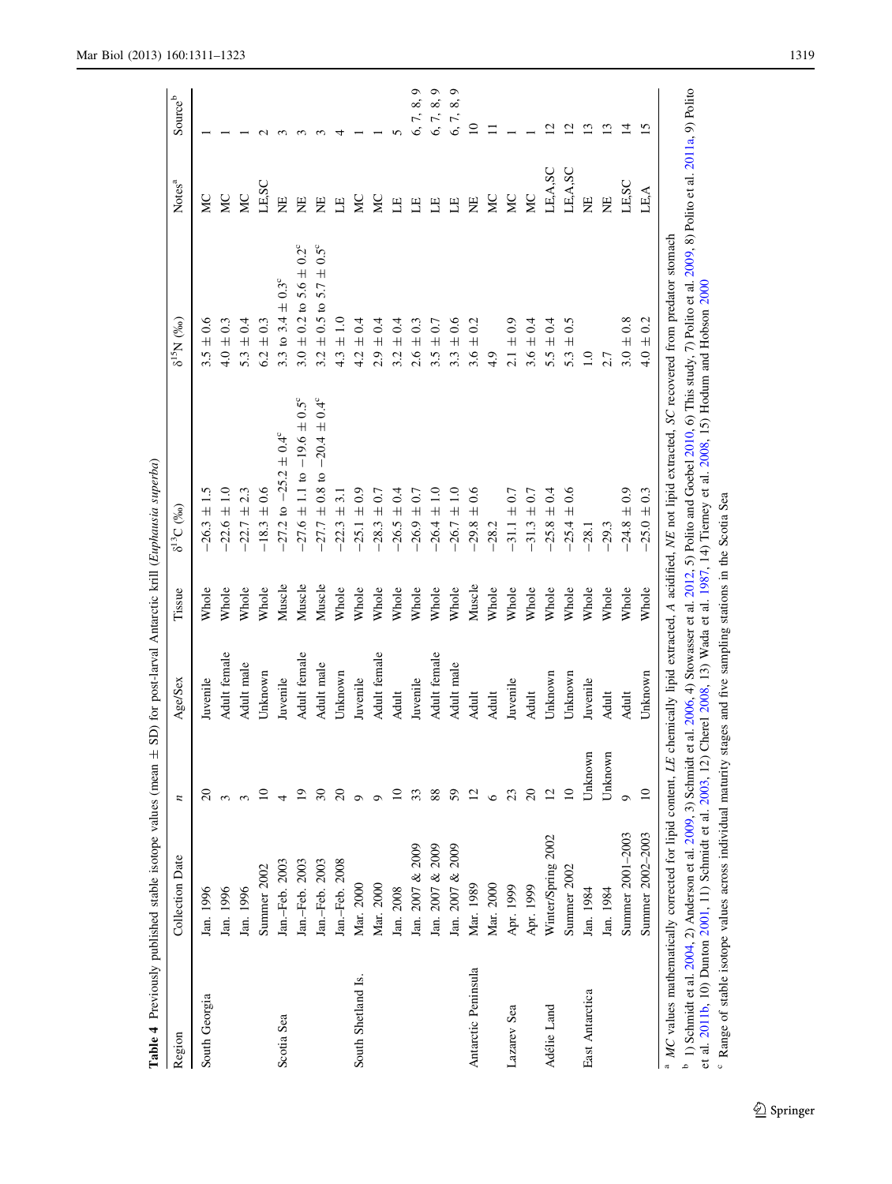**Table 4** Previously published stable isotope values (mean ± SD) for post-larval Antarctic krill (*Euphausia superba*)

| Region | Collection Date | n | Age/Sex | Tissue | $\delta^{13}C$ (‰) | $\delta^{15}N$ (‰) | Notes[a] | Source[b] |
|---|---|---|---|---|---|---|---|---|
| South Georgia | Jan. 1996 | 20 | Juvenile | Whole | −26.3 ± 1.5 | 3.5 ± 0.6 | MC | 1 |
| | Jan. 1996 | 3 | Adult female | Whole | −22.6 ± 1.0 | 4.0 ± 0.3 | MC | 1 |
| | Jan. 1996 | 3 | Adult male | Whole | −22.7 ± 2.3 | 5.3 ± 0.4 | MC | 1 |
| | Summer 2002 | 10 | Unknown | Whole | −18.3 ± 0.6 | 6.2 ± 0.3 | LE,SC | 2 |
| Scotia Sea | Jan.–Feb. 2003 | 4 | Juvenile | Muscle | −27.2 to −25.2 ± 0.4[c] | 3.3 to 3.4 ± 0.3[c] | NE | 3 |
| | Jan.–Feb. 2003 | 19 | Adult female | Muscle | −27.6 ± 1.1 to −19.6 ± 0.5[c] | 3.0 ± 0.2 to 5.6 ± 0.2[c] | NE | 3 |
| | Jan.–Feb. 2003 | 30 | Adult male | Muscle | −27.7 ± 0.8 to −20.4 ± 0.4[c] | 3.2 ± 0.5 to 5.7 ± 0.5[c] | NE | 3 |
| | Jan.–Feb. 2008 | 20 | Unknown | Whole | −22.3 ± 3.1 | 4.3 ± 1.0 | LE | 4 |
| South Shetland Is. | Mar. 2000 | 9 | Juvenile | Whole | −25.1 ± 0.9 | 4.2 ± 0.4 | MC | 1 |
| | Mar. 2000 | 9 | Adult female | Whole | −28.3 ± 0.7 | 2.9 ± 0.4 | MC | 1 |
| | Jan. 2008 | 10 | Adult | Whole | −26.5 ± 0.4 | 3.2 ± 0.4 | LE | 5 |
| | Jan. 2007 & 2009 | 33 | Juvenile | Whole | −26.9 ± 0.7 | 2.6 ± 0.3 | LE | 6, 7, 8, 9 |
| | Jan. 2007 & 2009 | 88 | Adult female | Whole | −26.4 ± 1.0 | 3.5 ± 0.7 | LE | 6, 7, 8, 9 |
| | Jan. 2007 & 2009 | 59 | Adult male | Whole | −26.7 ± 1.0 | 3.3 ± 0.6 | LE | 6, 7, 8, 9 |
| Antarctic Peninsula | Mar. 1989 | 12 | Adult | Muscle | −29.8 ± 0.6 | 3.6 ± 0.2 | NE | 10 |
| | Mar. 2000 | 6 | Adult | Whole | −28.2 | 4.9 | MC | 11 |
| Lazarev Sea | Apr. 1999 | 23 | Juvenile | Whole | −31.1 ± 0.7 | 2.1 ± 0.9 | MC | 1 |
| | Apr. 1999 | 20 | Adult | Whole | −31.3 ± 0.7 | 3.6 ± 0.4 | MC | 1 |
| Adélie Land | Winter/Spring 2002 | 12 | Unknown | Whole | −25.8 ± 0.4 | 5.5 ± 0.4 | LE,A,SC | 12 |
| | Summer 2002 | 10 | Unknown | Whole | −25.4 ± 0.6 | 5.3 ± 0.5 | LE,A,SC | 12 |
| East Antarctica | Jan. 1984 | Unknown | Juvenile | Whole | −28.1 | 1.0 | NE | 13 |
| | Jan. 1984 | Unknown | Adult | Whole | −29.3 | 2.7 | NE | 13 |
| | Summer 2001–2003 | 9 | Adult | Whole | −24.8 ± 0.9 | 3.0 ± 0.8 | LE,SC | 14 |
| | Summer 2002–2003 | 10 | Unknown | Whole | −25.0 ± 0.3 | 4.0 ± 0.2 | LE,A | 15 |

[a] *MC* values mathematically corrected for lipid content, *LE* chemically lipid extracted, *NE* not lipid extracted, *A* acidified, *SC* recovered from predator stomach

[b] 1) Schmidt et al. 2004, 2) Anderson et al. 2009, 3) Schmidt et al. 2006, 4) Stowasser et al. 2012, 5) Polito and Goebel 2010, 6) This study, 7) Polito et al. 2009, 8) Polito et al. 2011a, 9) Polito et al. 2011b, 10) Dunton 2001, 11) Schmidt et al. 2003, 12) Cherel 2008, 13) Wada et al. 1987, 14) Tierney et al. 2008, 15) Hodum and Hobson 2000

[c] Range of stable isotope values across individual maturity stages and five sampling stations in the Scotia Sea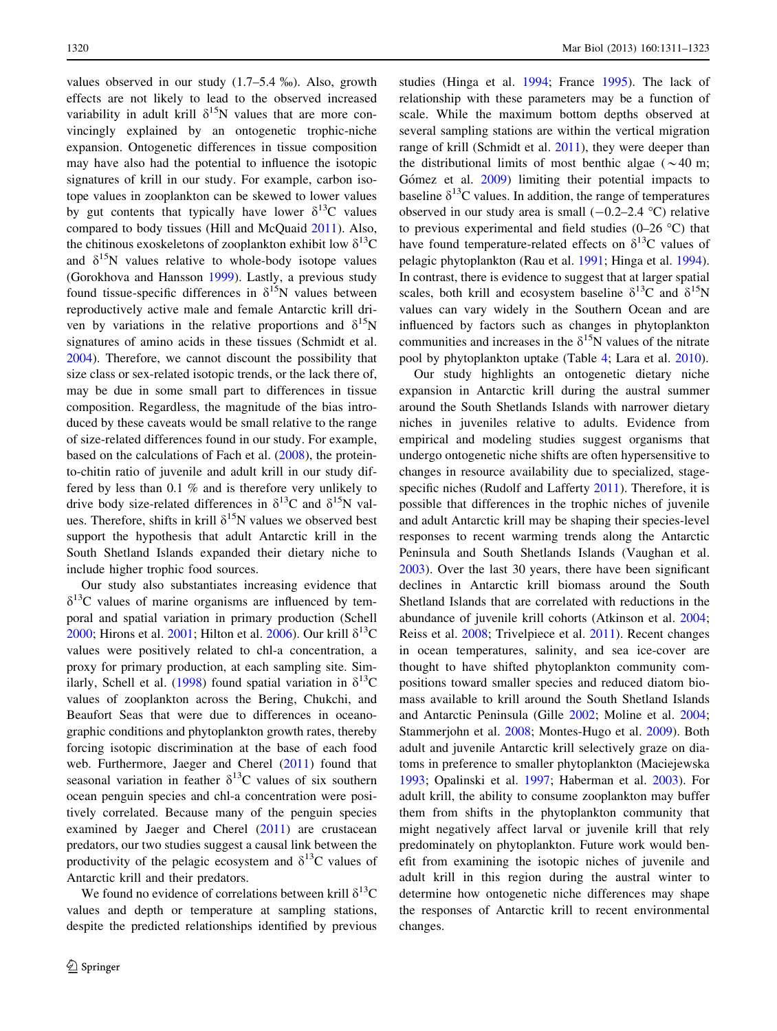values observed in our study (1.7–5.4 ‰). Also, growth effects are not likely to lead to the observed increased variability in adult krill $\delta^{15}N$ values that are more convincingly explained by an ontogenetic trophic-niche expansion. Ontogenetic differences in tissue composition may have also had the potential to influence the isotopic signatures of krill in our study. For example, carbon isotope values in zooplankton can be skewed to lower values by gut contents that typically have lower $\delta^{13}C$ values compared to body tissues (Hill and McQuaid 2011). Also, the chitinous exoskeletons of zooplankton exhibit low $\delta^{13}C$ and $\delta^{15}N$ values relative to whole-body isotope values (Gorokhova and Hansson 1999). Lastly, a previous study found tissue-specific differences in $\delta^{15}N$ values between reproductively active male and female Antarctic krill driven by variations in the relative proportions and $\delta^{15}N$ signatures of amino acids in these tissues (Schmidt et al. 2004). Therefore, we cannot discount the possibility that size class or sex-related isotopic trends, or the lack there of, may be due in some small part to differences in tissue composition. Regardless, the magnitude of the bias introduced by these caveats would be small relative to the range of size-related differences found in our study. For example, based on the calculations of Fach et al. (2008), the protein-to-chitin ratio of juvenile and adult krill in our study differed by less than 0.1 % and is therefore very unlikely to drive body size-related differences in $\delta^{13}C$ and $\delta^{15}N$ values. Therefore, shifts in krill $\delta^{15}N$ values we observed best support the hypothesis that adult Antarctic krill in the South Shetland Islands expanded their dietary niche to include higher trophic food sources.

Our study also substantiates increasing evidence that $\delta^{13}C$ values of marine organisms are influenced by temporal and spatial variation in primary production (Schell 2000; Hirons et al. 2001; Hilton et al. 2006). Our krill $\delta^{13}C$ values were positively related to chl-a concentration, a proxy for primary production, at each sampling site. Similarly, Schell et al. (1998) found spatial variation in $\delta^{13}C$ values of zooplankton across the Bering, Chukchi, and Beaufort Seas that were due to differences in oceanographic conditions and phytoplankton growth rates, thereby forcing isotopic discrimination at the base of each food web. Furthermore, Jaeger and Cherel (2011) found that seasonal variation in feather $\delta^{13}C$ values of six southern ocean penguin species and chl-a concentration were positively correlated. Because many of the penguin species examined by Jaeger and Cherel (2011) are crustacean predators, our two studies suggest a causal link between the productivity of the pelagic ecosystem and $\delta^{13}C$ values of Antarctic krill and their predators.

We found no evidence of correlations between krill $\delta^{13}C$ values and depth or temperature at sampling stations, despite the predicted relationships identified by previous studies (Hinga et al. 1994; France 1995). The lack of relationship with these parameters may be a function of scale. While the maximum bottom depths observed at several sampling stations are within the vertical migration range of krill (Schmidt et al. 2011), they were deeper than the distributional limits of most benthic algae (~40 m; Gómez et al. 2009) limiting their potential impacts to baseline $\delta^{13}C$ values. In addition, the range of temperatures observed in our study area is small (−0.2–2.4 °C) relative to previous experimental and field studies (0–26 °C) that have found temperature-related effects on $\delta^{13}C$ values of pelagic phytoplankton (Rau et al. 1991; Hinga et al. 1994). In contrast, there is evidence to suggest that at larger spatial scales, both krill and ecosystem baseline $\delta^{13}C$ and $\delta^{15}N$ values can vary widely in the Southern Ocean and are influenced by factors such as changes in phytoplankton communities and increases in the $\delta^{15}N$ values of the nitrate pool by phytoplankton uptake (Table 4; Lara et al. 2010).

Our study highlights an ontogenetic dietary niche expansion in Antarctic krill during the austral summer around the South Shetlands Islands with narrower dietary niches in juveniles relative to adults. Evidence from empirical and modeling studies suggest organisms that undergo ontogenetic niche shifts are often hypersensitive to changes in resource availability due to specialized, stage-specific niches (Rudolf and Lafferty 2011). Therefore, it is possible that differences in the trophic niches of juvenile and adult Antarctic krill may be shaping their species-level responses to recent warming trends along the Antarctic Peninsula and South Shetlands Islands (Vaughan et al. 2003). Over the last 30 years, there have been significant declines in Antarctic krill biomass around the South Shetland Islands that are correlated with reductions in the abundance of juvenile krill cohorts (Atkinson et al. 2004; Reiss et al. 2008; Trivelpiece et al. 2011). Recent changes in ocean temperatures, salinity, and sea ice-cover are thought to have shifted phytoplankton community compositions toward smaller species and reduced diatom biomass available to krill around the South Shetland Islands and Antarctic Peninsula (Gille 2002; Moline et al. 2004; Stammerjohn et al. 2008; Montes-Hugo et al. 2009). Both adult and juvenile Antarctic krill selectively graze on diatoms in preference to smaller phytoplankton (Maciejewska 1993; Opalinski et al. 1997; Haberman et al. 2003). For adult krill, the ability to consume zooplankton may buffer them from shifts in the phytoplankton community that might negatively affect larval or juvenile krill that rely predominately on phytoplankton. Future work would benefit from examining the isotopic niches of juvenile and adult krill in this region during the austral winter to determine how ontogenetic niche differences may shape the responses of Antarctic krill to recent environmental changes.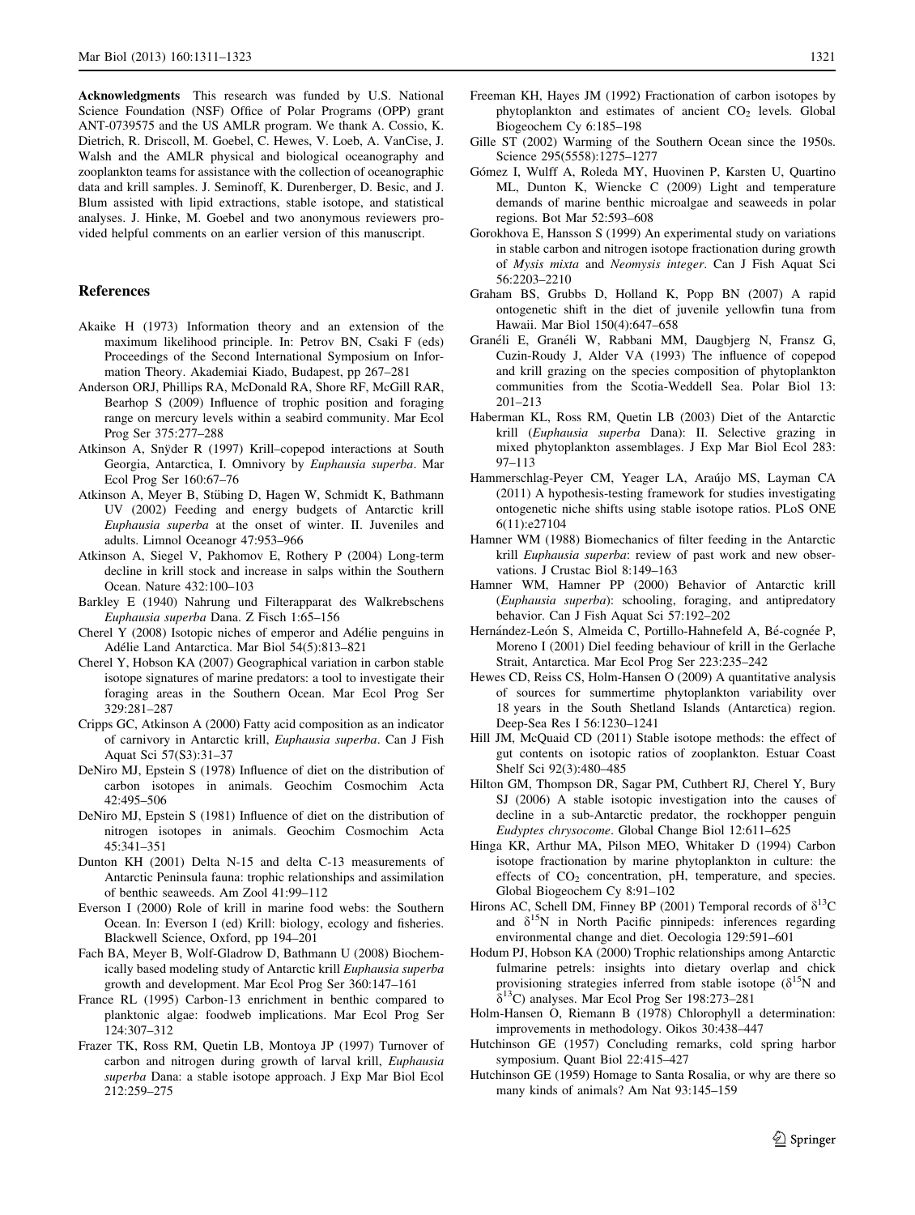**Acknowledgments** This research was funded by U.S. National Science Foundation (NSF) Office of Polar Programs (OPP) grant ANT-0739575 and the US AMLR program. We thank A. Cossio, K. Dietrich, R. Driscoll, M. Goebel, C. Hewes, V. Loeb, A. VanCise, J. Walsh and the AMLR physical and biological oceanography and zooplankton teams for assistance with the collection of oceanographic data and krill samples. J. Seminoff, K. Durenberger, D. Besic, and J. Blum assisted with lipid extractions, stable isotope, and statistical analyses. J. Hinke, M. Goebel and two anonymous reviewers provided helpful comments on an earlier version of this manuscript.

## References

Akaike H (1973) Information theory and an extension of the maximum likelihood principle. In: Petrov BN, Csaki F (eds) Proceedings of the Second International Symposium on Information Theory. Akademiai Kiado, Budapest, pp 267–281

Anderson ORJ, Phillips RA, McDonald RA, Shore RF, McGill RAR, Bearhop S (2009) Influence of trophic position and foraging range on mercury levels within a seabird community. Mar Ecol Prog Ser 375:277–288

Atkinson A, Snÿder R (1997) Krill–copepod interactions at South Georgia, Antarctica, I. Omnivory by *Euphausia superba*. Mar Ecol Prog Ser 160:67–76

Atkinson A, Meyer B, Stübing D, Hagen W, Schmidt K, Bathmann UV (2002) Feeding and energy budgets of Antarctic krill *Euphausia superba* at the onset of winter. II. Juveniles and adults. Limnol Oceanogr 47:953–966

Atkinson A, Siegel V, Pakhomov E, Rothery P (2004) Long-term decline in krill stock and increase in salps within the Southern Ocean. Nature 432:100–103

Barkley E (1940) Nahrung und Filterapparat des Walkrebschens *Euphausia superba* Dana. Z Fisch 1:65–156

Cherel Y (2008) Isotopic niches of emperor and Adélie penguins in Adélie Land Antarctica. Mar Biol 54(5):813–821

Cherel Y, Hobson KA (2007) Geographical variation in carbon stable isotope signatures of marine predators: a tool to investigate their foraging areas in the Southern Ocean. Mar Ecol Prog Ser 329:281–287

Cripps GC, Atkinson A (2000) Fatty acid composition as an indicator of carnivory in Antarctic krill, *Euphausia superba*. Can J Fish Aquat Sci 57(S3):31–37

DeNiro MJ, Epstein S (1978) Influence of diet on the distribution of carbon isotopes in animals. Geochim Cosmochim Acta 42:495–506

DeNiro MJ, Epstein S (1981) Influence of diet on the distribution of nitrogen isotopes in animals. Geochim Cosmochim Acta 45:341–351

Dunton KH (2001) Delta N-15 and delta C-13 measurements of Antarctic Peninsula fauna: trophic relationships and assimilation of benthic seaweeds. Am Zool 41:99–112

Everson I (2000) Role of krill in marine food webs: the Southern Ocean. In: Everson I (ed) Krill: biology, ecology and fisheries. Blackwell Science, Oxford, pp 194–201

Fach BA, Meyer B, Wolf-Gladrow D, Bathmann U (2008) Biochemically based modeling study of Antarctic krill *Euphausia superba* growth and development. Mar Ecol Prog Ser 360:147–161

France RL (1995) Carbon-13 enrichment in benthic compared to planktonic algae: foodweb implications. Mar Ecol Prog Ser 124:307–312

Frazer TK, Ross RM, Quetin LB, Montoya JP (1997) Turnover of carbon and nitrogen during growth of larval krill, *Euphausia superba* Dana: a stable isotope approach. J Exp Mar Biol Ecol 212:259–275

Freeman KH, Hayes JM (1992) Fractionation of carbon isotopes by phytoplankton and estimates of ancient $CO_2$ levels. Global Biogeochem Cy 6:185–198

Gille ST (2002) Warming of the Southern Ocean since the 1950s. Science 295(5558):1275–1277

Gómez I, Wulff A, Roleda MY, Huovinen P, Karsten U, Quartino ML, Dunton K, Wiencke C (2009) Light and temperature demands of marine benthic microalgae and seaweeds in polar regions. Bot Mar 52:593–608

Gorokhova E, Hansson S (1999) An experimental study on variations in stable carbon and nitrogen isotope fractionation during growth of *Mysis mixta* and *Neomysis integer*. Can J Fish Aquat Sci 56:2203–2210

Graham BS, Grubbs D, Holland K, Popp BN (2007) A rapid ontogenetic shift in the diet of juvenile yellowfin tuna from Hawaii. Mar Biol 150(4):647–658

Granéli E, Granéli W, Rabbani MM, Daugbjerg N, Fransz G, Cuzin-Roudy J, Alder VA (1993) The influence of copepod and krill grazing on the species composition of phytoplankton communities from the Scotia-Weddell Sea. Polar Biol 13: 201–213

Haberman KL, Ross RM, Quetin LB (2003) Diet of the Antarctic krill (*Euphausia superba* Dana): II. Selective grazing in mixed phytoplankton assemblages. J Exp Mar Biol Ecol 283: 97–113

Hammerschlag-Peyer CM, Yeager LA, Araújo MS, Layman CA (2011) A hypothesis-testing framework for studies investigating ontogenetic niche shifts using stable isotope ratios. PLoS ONE 6(11):e27104

Hamner WM (1988) Biomechanics of filter feeding in the Antarctic krill *Euphausia superba*: review of past work and new observations. J Crustac Biol 8:149–163

Hamner WM, Hamner PP (2000) Behavior of Antarctic krill (*Euphausia superba*): schooling, foraging, and antipredatory behavior. Can J Fish Aquat Sci 57:192–202

Hernández-León S, Almeida C, Portillo-Hahnefeld A, Bé-cognée P, Moreno I (2001) Diel feeding behaviour of krill in the Gerlache Strait, Antarctica. Mar Ecol Prog Ser 223:235–242

Hewes CD, Reiss CS, Holm-Hansen O (2009) A quantitative analysis of sources for summertime phytoplankton variability over 18 years in the South Shetland Islands (Antarctica) region. Deep-Sea Res I 56:1230–1241

Hill JM, McQuaid CD (2011) Stable isotope methods: the effect of gut contents on isotopic ratios of zooplankton. Estuar Coast Shelf Sci 92(3):480–485

Hilton GM, Thompson DR, Sagar PM, Cuthbert RJ, Cherel Y, Bury SJ (2006) A stable isotopic investigation into the causes of decline in a sub-Antarctic predator, the rockhopper penguin *Eudyptes chrysocome*. Global Change Biol 12:611–625

Hinga KR, Arthur MA, Pilson MEO, Whitaker D (1994) Carbon isotope fractionation by marine phytoplankton in culture: the effects of $CO_2$ concentration, pH, temperature, and species. Global Biogeochem Cy 8:91–102

Hirons AC, Schell DM, Finney BP (2001) Temporal records of $\delta^{13}C$ and $\delta^{15}N$ in North Pacific pinnipeds: inferences regarding environmental change and diet. Oecologia 129:591–601

Hodum PJ, Hobson KA (2000) Trophic relationships among Antarctic fulmarine petrels: insights into dietary overlap and chick provisioning strategies inferred from stable isotope ($\delta^{15}N$ and $\delta^{13}C$) analyses. Mar Ecol Prog Ser 198:273–281

Holm-Hansen O, Riemann B (1978) Chlorophyll a determination: improvements in methodology. Oikos 30:438–447

Hutchinson GE (1957) Concluding remarks, cold spring harbor symposium. Quant Biol 22:415–427

Hutchinson GE (1959) Homage to Santa Rosalia, or why are there so many kinds of animals? Am Nat 93:145–159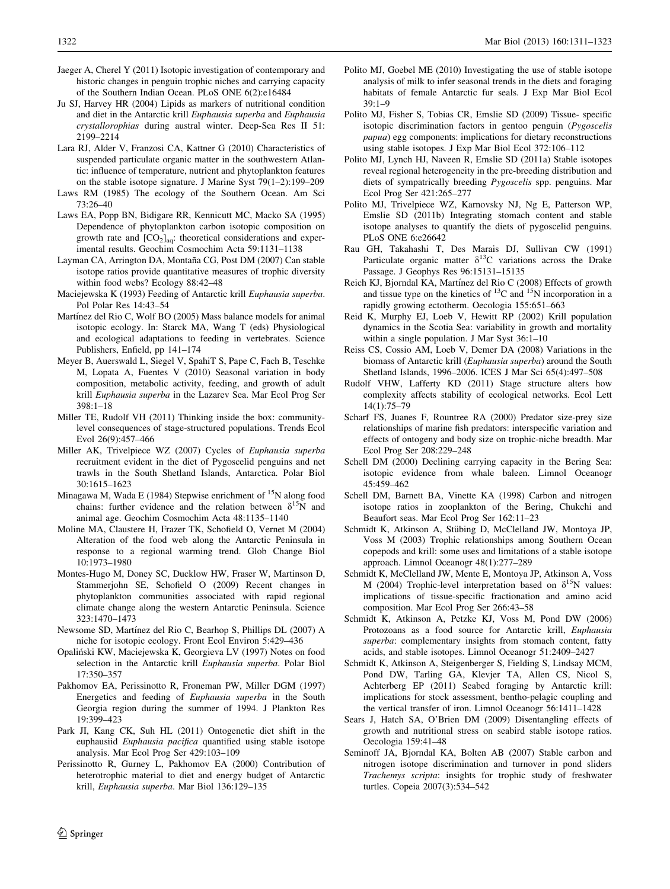Jaeger A, Cherel Y (2011) Isotopic investigation of contemporary and historic changes in penguin trophic niches and carrying capacity of the Southern Indian Ocean. PLoS ONE 6(2):e16484

Ju SJ, Harvey HR (2004) Lipids as markers of nutritional condition and diet in the Antarctic krill *Euphausia superba* and *Euphausia crystallorophias* during austral winter. Deep-Sea Res II 51: 2199–2214

Lara RJ, Alder V, Franzosi CA, Kattner G (2010) Characteristics of suspended particulate organic matter in the southwestern Atlantic: influence of temperature, nutrient and phytoplankton features on the stable isotope signature. J Marine Syst 79(1–2):199–209

Laws RM (1985) The ecology of the Southern Ocean. Am Sci 73:26–40

Laws EA, Popp BN, Bidigare RR, Kennicutt MC, Macko SA (1995) Dependence of phytoplankton carbon isotopic composition on growth rate and $[CO_2]_{aq}$: theoretical considerations and experimental results. Geochim Cosmochim Acta 59:1131–1138

Layman CA, Arrington DA, Montaña CG, Post DM (2007) Can stable isotope ratios provide quantitative measures of trophic diversity within food webs? Ecology 88:42–48

Maciejewska K (1993) Feeding of Antarctic krill *Euphausia superba*. Pol Polar Res 14:43–54

Martínez del Rio C, Wolf BO (2005) Mass balance models for animal isotopic ecology. In: Starck MA, Wang T (eds) Physiological and ecological adaptations to feeding in vertebrates. Science Publishers, Enfield, pp 141–174

Meyer B, Auerswald L, Siegel V, SpahiT S, Pape C, Fach B, Teschke M, Lopata A, Fuentes V (2010) Seasonal variation in body composition, metabolic activity, feeding, and growth of adult krill *Euphausia superba* in the Lazarev Sea. Mar Ecol Prog Ser 398:1–18

Miller TE, Rudolf VH (2011) Thinking inside the box: community-level consequences of stage-structured populations. Trends Ecol Evol 26(9):457–466

Miller AK, Trivelpiece WZ (2007) Cycles of *Euphausia superba* recruitment evident in the diet of Pygoscelid penguins and net trawls in the South Shetland Islands, Antarctica. Polar Biol 30:1615–1623

Minagawa M, Wada E (1984) Stepwise enrichment of $^{15}N$ along food chains: further evidence and the relation between $\delta^{15}N$ and animal age. Geochim Cosmochim Acta 48:1135–1140

Moline MA, Claustere H, Frazer TK, Schofield O, Vernet M (2004) Alteration of the food web along the Antarctic Peninsula in response to a regional warming trend. Glob Change Biol 10:1973–1980

Montes-Hugo M, Doney SC, Ducklow HW, Fraser W, Martinson D, Stammerjohn SE, Schofield O (2009) Recent changes in phytoplankton communities associated with rapid regional climate change along the western Antarctic Peninsula. Science 323:1470–1473

Newsome SD, Martínez del Rio C, Bearhop S, Phillips DL (2007) A niche for isotopic ecology. Front Ecol Environ 5:429–436

Opaliński KW, Maciejewska K, Georgieva LV (1997) Notes on food selection in the Antarctic krill *Euphausia superba*. Polar Biol 17:350–357

Pakhomov EA, Perissinotto R, Froneman PW, Miller DGM (1997) Energetics and feeding of *Euphausia superba* in the South Georgia region during the summer of 1994. J Plankton Res 19:399–423

Park JI, Kang CK, Suh HL (2011) Ontogenetic diet shift in the euphausiid *Euphausia pacifica* quantified using stable isotope analysis. Mar Ecol Prog Ser 429:103–109

Perissinotto R, Gurney L, Pakhomov EA (2000) Contribution of heterotrophic material to diet and energy budget of Antarctic krill, *Euphausia superba*. Mar Biol 136:129–135

Polito MJ, Goebel ME (2010) Investigating the use of stable isotope analysis of milk to infer seasonal trends in the diets and foraging habitats of female Antarctic fur seals. J Exp Mar Biol Ecol 39:1–9

Polito MJ, Fisher S, Tobias CR, Emslie SD (2009) Tissue- specific isotopic discrimination factors in gentoo penguin (*Pygoscelis papua*) egg components: implications for dietary reconstructions using stable isotopes. J Exp Mar Biol Ecol 372:106–112

Polito MJ, Lynch HJ, Naveen R, Emslie SD (2011a) Stable isotopes reveal regional heterogeneity in the pre-breeding distribution and diets of sympatrically breeding *Pygoscelis* spp. penguins. Mar Ecol Prog Ser 421:265–277

Polito MJ, Trivelpiece WZ, Karnovsky NJ, Ng E, Patterson WP, Emslie SD (2011b) Integrating stomach content and stable isotope analyses to quantify the diets of pygoscelid penguins. PLoS ONE 6:e26642

Rau GH, Takahashi T, Des Marais DJ, Sullivan CW (1991) Particulate organic matter $\delta^{13}C$ variations across the Drake Passage. J Geophys Res 96:15131–15135

Reich KJ, Bjorndal KA, Martínez del Rio C (2008) Effects of growth and tissue type on the kinetics of $^{13}C$ and $^{15}N$ incorporation in a rapidly growing ectotherm. Oecologia 155:651–663

Reid K, Murphy EJ, Loeb V, Hewitt RP (2002) Krill population dynamics in the Scotia Sea: variability in growth and mortality within a single population. J Mar Syst 36:1–10

Reiss CS, Cossio AM, Loeb V, Demer DA (2008) Variations in the biomass of Antarctic krill (*Euphausia superba*) around the South Shetland Islands, 1996–2006. ICES J Mar Sci 65(4):497–508

Rudolf VHW, Lafferty KD (2011) Stage structure alters how complexity affects stability of ecological networks. Ecol Lett 14(1):75–79

Scharf FS, Juanes F, Rountree RA (2000) Predator size-prey size relationships of marine fish predators: interspecific variation and effects of ontogeny and body size on trophic-niche breadth. Mar Ecol Prog Ser 208:229–248

Schell DM (2000) Declining carrying capacity in the Bering Sea: isotopic evidence from whale baleen. Limnol Oceanogr 45:459–462

Schell DM, Barnett BA, Vinette KA (1998) Carbon and nitrogen isotope ratios in zooplankton of the Bering, Chukchi and Beaufort seas. Mar Ecol Prog Ser 162:11–23

Schmidt K, Atkinson A, Stübing D, McClelland JW, Montoya JP, Voss M (2003) Trophic relationships among Southern Ocean copepods and krill: some uses and limitations of a stable isotope approach. Limnol Oceanogr 48(1):277–289

Schmidt K, McClelland JW, Mente E, Montoya JP, Atkinson A, Voss M (2004) Trophic-level interpretation based on $\delta^{15}N$ values: implications of tissue-specific fractionation and amino acid composition. Mar Ecol Prog Ser 266:43–58

Schmidt K, Atkinson A, Petzke KJ, Voss M, Pond DW (2006) Protozoans as a food source for Antarctic krill, *Euphausia superba*: complementary insights from stomach content, fatty acids, and stable isotopes. Limnol Oceanogr 51:2409–2427

Schmidt K, Atkinson A, Steigenberger S, Fielding S, Lindsay MCM, Pond DW, Tarling GA, Klevjer TA, Allen CS, Nicol S, Achterberg EP (2011) Seabed foraging by Antarctic krill: implications for stock assessment, bentho-pelagic coupling and the vertical transfer of iron. Limnol Oceanogr 56:1411–1428

Sears J, Hatch SA, O'Brien DM (2009) Disentangling effects of growth and nutritional stress on seabird stable isotope ratios. Oecologia 159:41–48

Seminoff JA, Bjorndal KA, Bolten AB (2007) Stable carbon and nitrogen isotope discrimination and turnover in pond sliders *Trachemys scripta*: insights for trophic study of freshwater turtles. Copeia 2007(3):534–542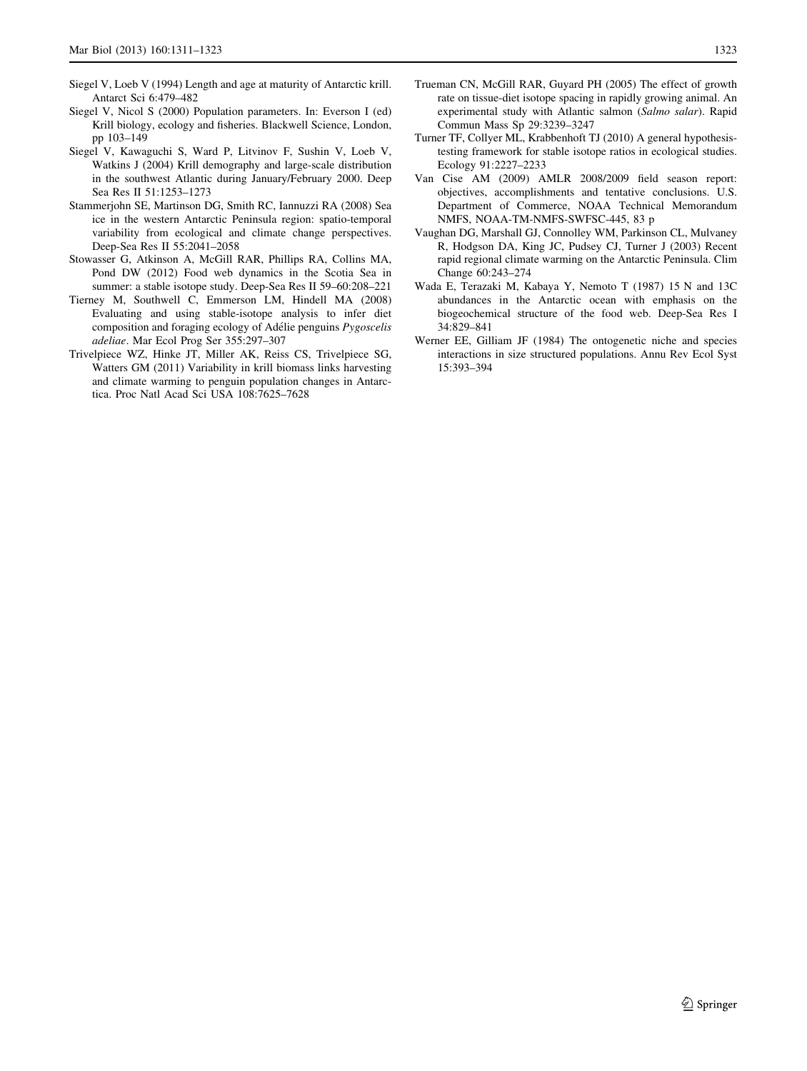Siegel V, Loeb V (1994) Length and age at maturity of Antarctic krill. Antarct Sci 6:479–482

Siegel V, Nicol S (2000) Population parameters. In: Everson I (ed) Krill biology, ecology and fisheries. Blackwell Science, London, pp 103–149

Siegel V, Kawaguchi S, Ward P, Litvinov F, Sushin V, Loeb V, Watkins J (2004) Krill demography and large-scale distribution in the southwest Atlantic during January/February 2000. Deep Sea Res II 51:1253–1273

Stammerjohn SE, Martinson DG, Smith RC, Iannuzzi RA (2008) Sea ice in the western Antarctic Peninsula region: spatio-temporal variability from ecological and climate change perspectives. Deep-Sea Res II 55:2041–2058

Stowasser G, Atkinson A, McGill RAR, Phillips RA, Collins MA, Pond DW (2012) Food web dynamics in the Scotia Sea in summer: a stable isotope study. Deep-Sea Res II 59–60:208–221

Tierney M, Southwell C, Emmerson LM, Hindell MA (2008) Evaluating and using stable-isotope analysis to infer diet composition and foraging ecology of Adélie penguins *Pygoscelis adeliae*. Mar Ecol Prog Ser 355:297–307

Trivelpiece WZ, Hinke JT, Miller AK, Reiss CS, Trivelpiece SG, Watters GM (2011) Variability in krill biomass links harvesting and climate warming to penguin population changes in Antarctica. Proc Natl Acad Sci USA 108:7625–7628

Trueman CN, McGill RAR, Guyard PH (2005) The effect of growth rate on tissue-diet isotope spacing in rapidly growing animal. An experimental study with Atlantic salmon (*Salmo salar*). Rapid Commun Mass Sp 29:3239–3247

Turner TF, Collyer ML, Krabbenhoft TJ (2010) A general hypothesis-testing framework for stable isotope ratios in ecological studies. Ecology 91:2227–2233

Van Cise AM (2009) AMLR 2008/2009 field season report: objectives, accomplishments and tentative conclusions. U.S. Department of Commerce, NOAA Technical Memorandum NMFS, NOAA-TM-NMFS-SWFSC-445, 83 p

Vaughan DG, Marshall GJ, Connolley WM, Parkinson CL, Mulvaney R, Hodgson DA, King JC, Pudsey CJ, Turner J (2003) Recent rapid regional climate warming on the Antarctic Peninsula. Clim Change 60:243–274

Wada E, Terazaki M, Kabaya Y, Nemoto T (1987) 15 N and 13C abundances in the Antarctic ocean with emphasis on the biogeochemical structure of the food web. Deep-Sea Res I 34:829–841

Werner EE, Gilliam JF (1984) The ontogenetic niche and species interactions in size structured populations. Annu Rev Ecol Syst 15:393–394